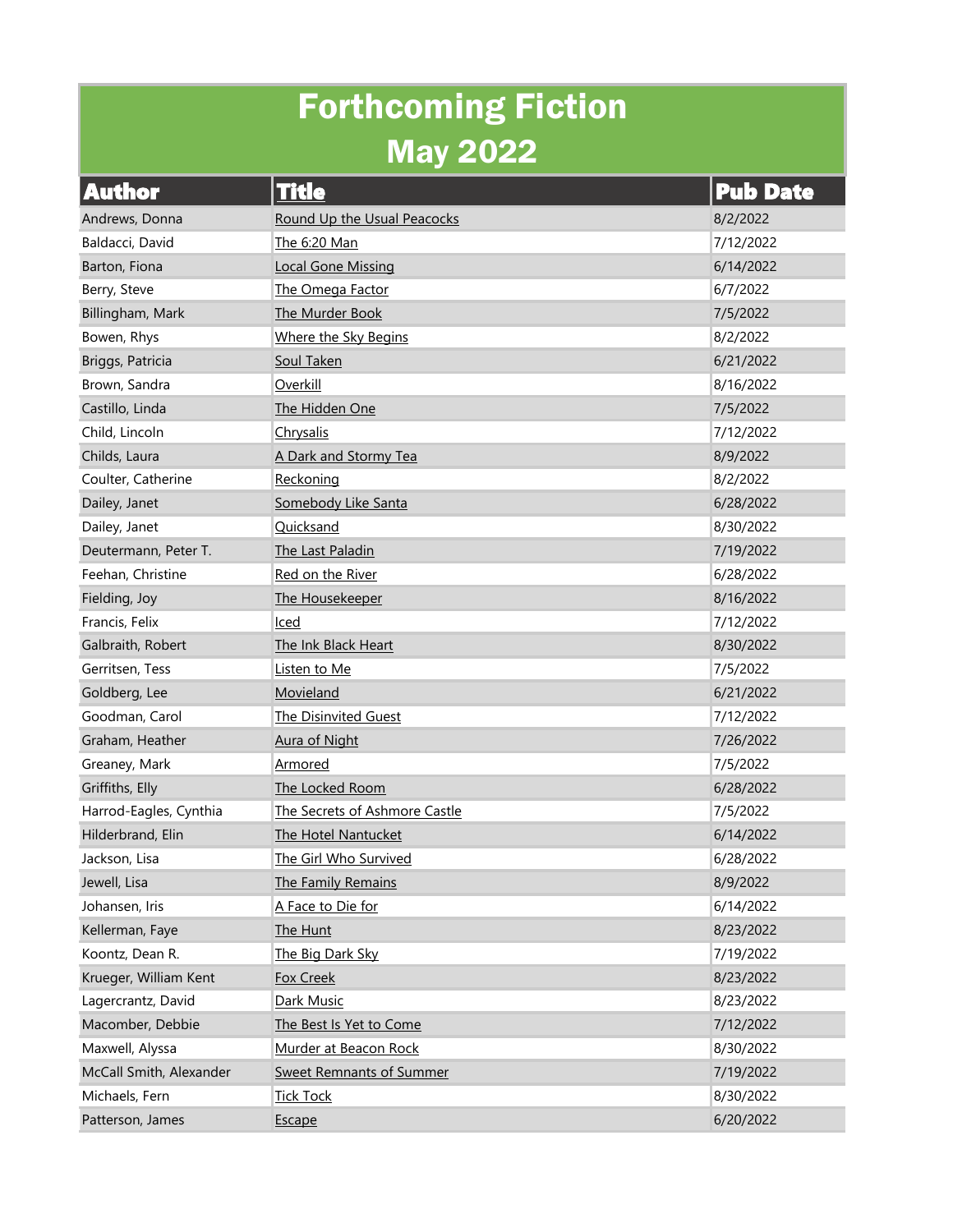# Forthcoming Fiction
## May 2022

| Author | Title | Pub Date |
|---|---|---|
| Andrews, Donna | Round Up the Usual Peacocks | 8/2/2022 |
| Baldacci, David | The 6:20 Man | 7/12/2022 |
| Barton, Fiona | Local Gone Missing | 6/14/2022 |
| Berry, Steve | The Omega Factor | 6/7/2022 |
| Billingham, Mark | The Murder Book | 7/5/2022 |
| Bowen, Rhys | Where the Sky Begins | 8/2/2022 |
| Briggs, Patricia | Soul Taken | 6/21/2022 |
| Brown, Sandra | Overkill | 8/16/2022 |
| Castillo, Linda | The Hidden One | 7/5/2022 |
| Child, Lincoln | Chrysalis | 7/12/2022 |
| Childs, Laura | A Dark and Stormy Tea | 8/9/2022 |
| Coulter, Catherine | Reckoning | 8/2/2022 |
| Dailey, Janet | Somebody Like Santa | 6/28/2022 |
| Dailey, Janet | Quicksand | 8/30/2022 |
| Deutermann, Peter T. | The Last Paladin | 7/19/2022 |
| Feehan, Christine | Red on the River | 6/28/2022 |
| Fielding, Joy | The Housekeeper | 8/16/2022 |
| Francis, Felix | Iced | 7/12/2022 |
| Galbraith, Robert | The Ink Black Heart | 8/30/2022 |
| Gerritsen, Tess | Listen to Me | 7/5/2022 |
| Goldberg, Lee | Movieland | 6/21/2022 |
| Goodman, Carol | The Disinvited Guest | 7/12/2022 |
| Graham, Heather | Aura of Night | 7/26/2022 |
| Greaney, Mark | Armored | 7/5/2022 |
| Griffiths, Elly | The Locked Room | 6/28/2022 |
| Harrod-Eagles, Cynthia | The Secrets of Ashmore Castle | 7/5/2022 |
| Hilderbrand, Elin | The Hotel Nantucket | 6/14/2022 |
| Jackson, Lisa | The Girl Who Survived | 6/28/2022 |
| Jewell, Lisa | The Family Remains | 8/9/2022 |
| Johansen, Iris | A Face to Die for | 6/14/2022 |
| Kellerman, Faye | The Hunt | 8/23/2022 |
| Koontz, Dean R. | The Big Dark Sky | 7/19/2022 |
| Krueger, William Kent | Fox Creek | 8/23/2022 |
| Lagercrantz, David | Dark Music | 8/23/2022 |
| Macomber, Debbie | The Best Is Yet to Come | 7/12/2022 |
| Maxwell, Alyssa | Murder at Beacon Rock | 8/30/2022 |
| McCall Smith, Alexander | Sweet Remnants of Summer | 7/19/2022 |
| Michaels, Fern | Tick Tock | 8/30/2022 |
| Patterson, James | Escape | 6/20/2022 |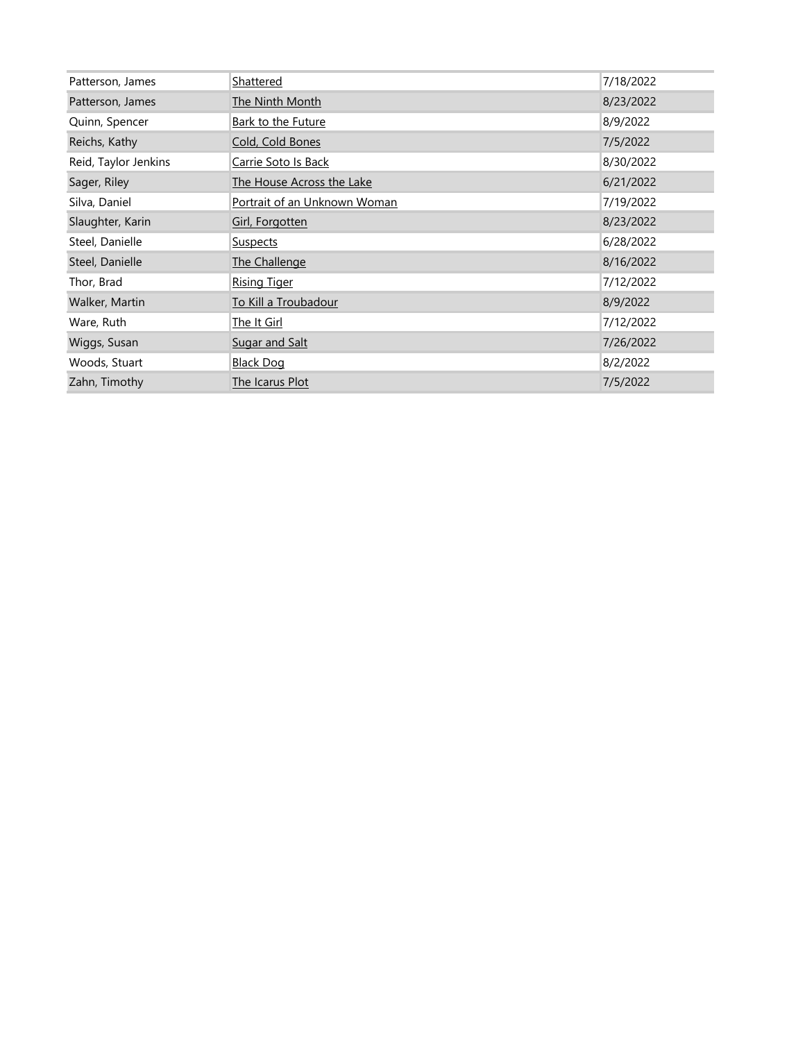| | | |
|---|---|---|
| Patterson, James | Shattered | 7/18/2022 |
| Patterson, James | The Ninth Month | 8/23/2022 |
| Quinn, Spencer | Bark to the Future | 8/9/2022 |
| Reichs, Kathy | Cold, Cold Bones | 7/5/2022 |
| Reid, Taylor Jenkins | Carrie Soto Is Back | 8/30/2022 |
| Sager, Riley | The House Across the Lake | 6/21/2022 |
| Silva, Daniel | Portrait of an Unknown Woman | 7/19/2022 |
| Slaughter, Karin | Girl, Forgotten | 8/23/2022 |
| Steel, Danielle | Suspects | 6/28/2022 |
| Steel, Danielle | The Challenge | 8/16/2022 |
| Thor, Brad | Rising Tiger | 7/12/2022 |
| Walker, Martin | To Kill a Troubadour | 8/9/2022 |
| Ware, Ruth | The It Girl | 7/12/2022 |
| Wiggs, Susan | Sugar and Salt | 7/26/2022 |
| Woods, Stuart | Black Dog | 8/2/2022 |
| Zahn, Timothy | The Icarus Plot | 7/5/2022 |